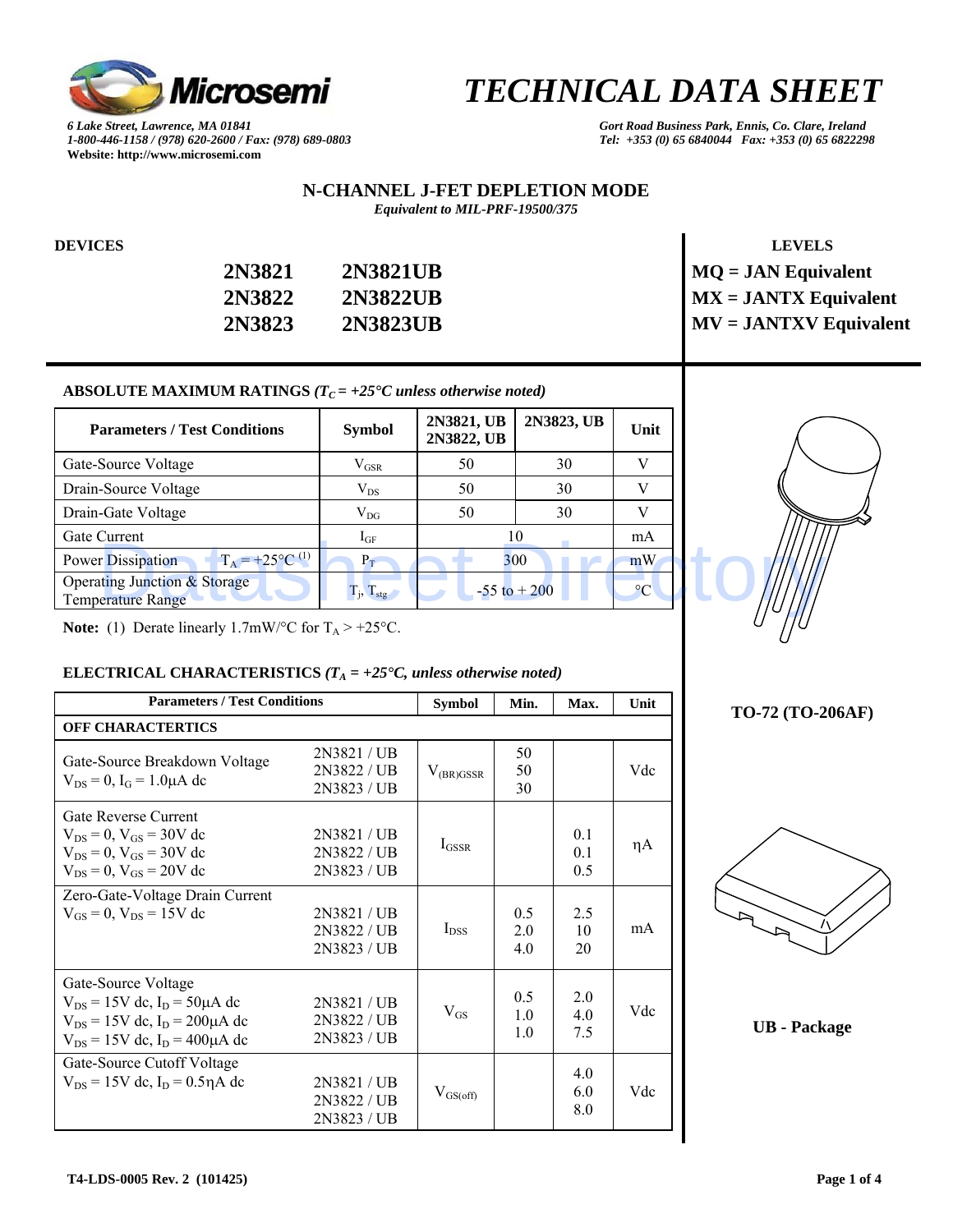# TECHNICAL DATA SHEET

*6 Lake Street, Lawrence, MA 01841*
*1-800-446-1158 / (978) 620-2600 / Fax: (978) 689-0803*
**Website: http://www.microsemi.com**

*Gort Road Business Park, Ennis, Co. Clare, Ireland*
*Tel: +353 (0) 65 6840044 Fax: +353 (0) 65 6822298*

## N-CHANNEL J-FET DEPLETION MODE

*Equivalent to MIL-PRF-19500/375*

**DEVICES**

**2N3821 2N3821UB**
**2N3822 2N3822UB**
**2N3823 2N3823UB**

**LEVELS**

**MQ = JAN Equivalent**
**MX = JANTX Equivalent**
**MV = JANTXV Equivalent**

### ABSOLUTE MAXIMUM RATINGS *($T_C$ = +25°C unless otherwise noted)*

| Parameters / Test Conditions | Symbol | 2N3821, UB 2N3822, UB | 2N3823, UB | Unit |
|---|---|---|---|---|
| Gate-Source Voltage | $V_{GSR}$ | 50 | 30 | V |
| Drain-Source Voltage | $V_{DS}$ | 50 | 30 | V |
| Drain-Gate Voltage | $V_{DG}$ | 50 | 30 | V |
| Gate Current | $I_{GF}$ | 10 | | mA |
| Power Dissipation $T_A$ = +25°C (1) | $P_T$ | 300 | | mW |
| Operating Junction & Storage Temperature Range | $T_j$, $T_{stg}$ | -55 to + 200 | | °C |

**Note:** (1) Derate linearly 1.7mW/°C for $T_A$ > +25°C.

TO-72 (TO-206AF)

UB - Package

### ELECTRICAL CHARACTERISTICS *($T_A$ = +25°C, unless otherwise noted)*

| Parameters / Test Conditions | | Symbol | Min. | Max. | Unit |
|---|---|---|---|---|---|
| **OFF CHARACTERTICS** | | | | | |
| Gate-Source Breakdown Voltage $V_{DS}$ = 0, $I_G$ = 1.0μA dc | 2N3821 / UB<br>2N3822 / UB<br>2N3823 / UB | $V_{(BR)GSSR}$ | 50<br>50<br>30 | | Vdc |
| Gate Reverse Current<br>$V_{DS}$ = 0, $V_{GS}$ = 30V dc<br>$V_{DS}$ = 0, $V_{GS}$ = 30V dc<br>$V_{DS}$ = 0, $V_{GS}$ = 20V dc | 2N3821 / UB<br>2N3822 / UB<br>2N3823 / UB | $I_{GSSR}$ | | 0.1<br>0.1<br>0.5 | ηA |
| Zero-Gate-Voltage Drain Current $V_{GS}$ = 0, $V_{DS}$ = 15V dc | 2N3821 / UB<br>2N3822 / UB<br>2N3823 / UB | $I_{DSS}$ | 0.5<br>2.0<br>4.0 | 2.5<br>10<br>20 | mA |
| Gate-Source Voltage<br>$V_{DS}$ = 15V dc, $I_D$ = 50μA dc<br>$V_{DS}$ = 15V dc, $I_D$ = 200μA dc<br>$V_{DS}$ = 15V dc, $I_D$ = 400μA dc | 2N3821 / UB<br>2N3822 / UB<br>2N3823 / UB | $V_{GS}$ | 0.5<br>1.0<br>1.0 | 2.0<br>4.0<br>7.5 | Vdc |
| Gate-Source Cutoff Voltage $V_{DS}$ = 15V dc, $I_D$ = 0.5ηA dc | 2N3821 / UB<br>2N3822 / UB<br>2N3823 / UB | $V_{GS(off)}$ | | 4.0<br>6.0<br>8.0 | Vdc |

T4-LDS-0005 Rev. 2 (101425)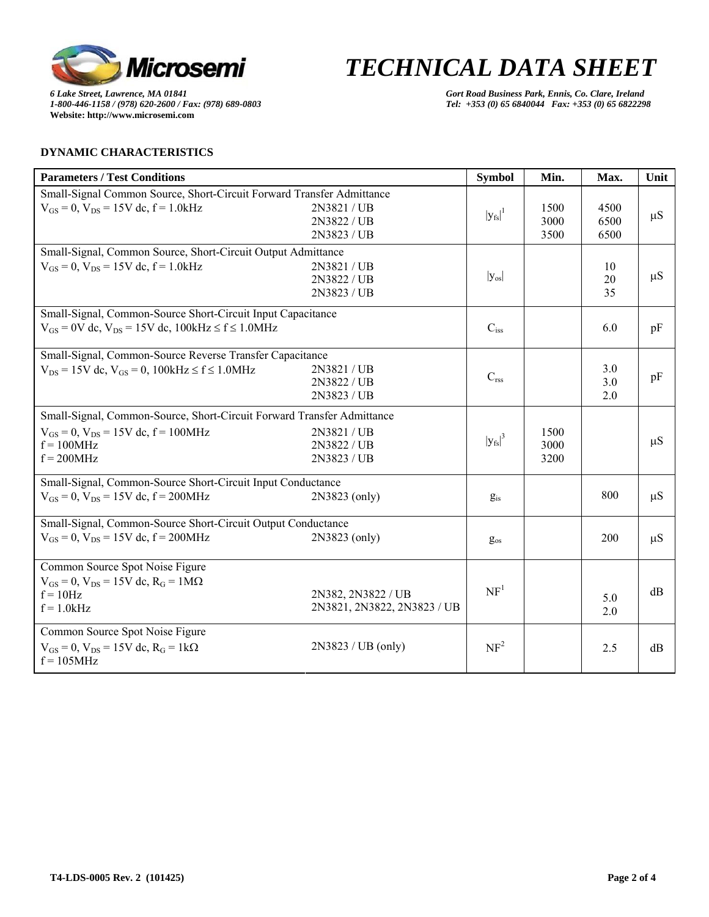## DYNAMIC CHARACTERISTICS

| Parameters / Test Conditions | | Symbol | Min. | Max. | Unit |
|---|---|---|---|---|---|
| Small-Signal Common Source, Short-Circuit Forward Transfer Admittance<br>$V_{GS} = 0$, $V_{DS} = 15V$ dc, f = 1.0kHz | 2N3821 / UB<br>2N3822 / UB<br>2N3823 / UB | $\|y_{fs}\|^1$ | 1500<br>3000<br>3500 | 4500<br>6500<br>6500 | μS |
| Small-Signal, Common Source, Short-Circuit Output Admittance<br>$V_{GS} = 0$, $V_{DS} = 15V$ dc, f = 1.0kHz | 2N3821 / UB<br>2N3822 / UB<br>2N3823 / UB | $\|y_{os}\|$ | | 10<br>20<br>35 | μS |
| Small-Signal, Common-Source Short-Circuit Input Capacitance<br>$V_{GS} = 0V$ dc, $V_{DS} = 15V$ dc, 100kHz ≤ f ≤ 1.0MHz | | $C_{iss}$ | | 6.0 | pF |
| Small-Signal, Common-Source Reverse Transfer Capacitance<br>$V_{DS} = 15V$ dc, $V_{GS} = 0$, 100kHz ≤ f ≤ 1.0MHz | 2N3821 / UB<br>2N3822 / UB<br>2N3823 / UB | $C_{rss}$ | | 3.0<br>3.0<br>2.0 | pF |
| Small-Signal, Common-Source, Short-Circuit Forward Transfer Admittance<br>$V_{GS} = 0$, $V_{DS} = 15V$ dc, f = 100MHz<br>f = 100MHz<br>f = 200MHz | 2N3821 / UB<br>2N3822 / UB<br>2N3823 / UB | $\|y_{fs}\|^3$ | 1500<br>3000<br>3200 | | μS |
| Small-Signal, Common-Source Short-Circuit Input Conductance<br>$V_{GS} = 0$, $V_{DS} = 15V$ dc, f = 200MHz | 2N3823 (only) | $g_{is}$ | | 800 | μS |
| Small-Signal, Common-Source Short-Circuit Output Conductance<br>$V_{GS} = 0$, $V_{DS} = 15V$ dc, f = 200MHz | 2N3823 (only) | $g_{os}$ | | 200 | μS |
| Common Source Spot Noise Figure<br>$V_{GS} = 0$, $V_{DS} = 15V$ dc, $R_G = 1M\Omega$<br>f = 10Hz<br>f = 1.0kHz | 2N382, 2N3822 / UB<br>2N3821, 2N3822, 2N3823 / UB | $NF^1$ | | 5.0<br>2.0 | dB |
| Common Source Spot Noise Figure<br>$V_{GS} = 0$, $V_{DS} = 15V$ dc, $R_G = 1k\Omega$<br>f = 105MHz | 2N3823 / UB (only) | $NF^2$ | | 2.5 | dB |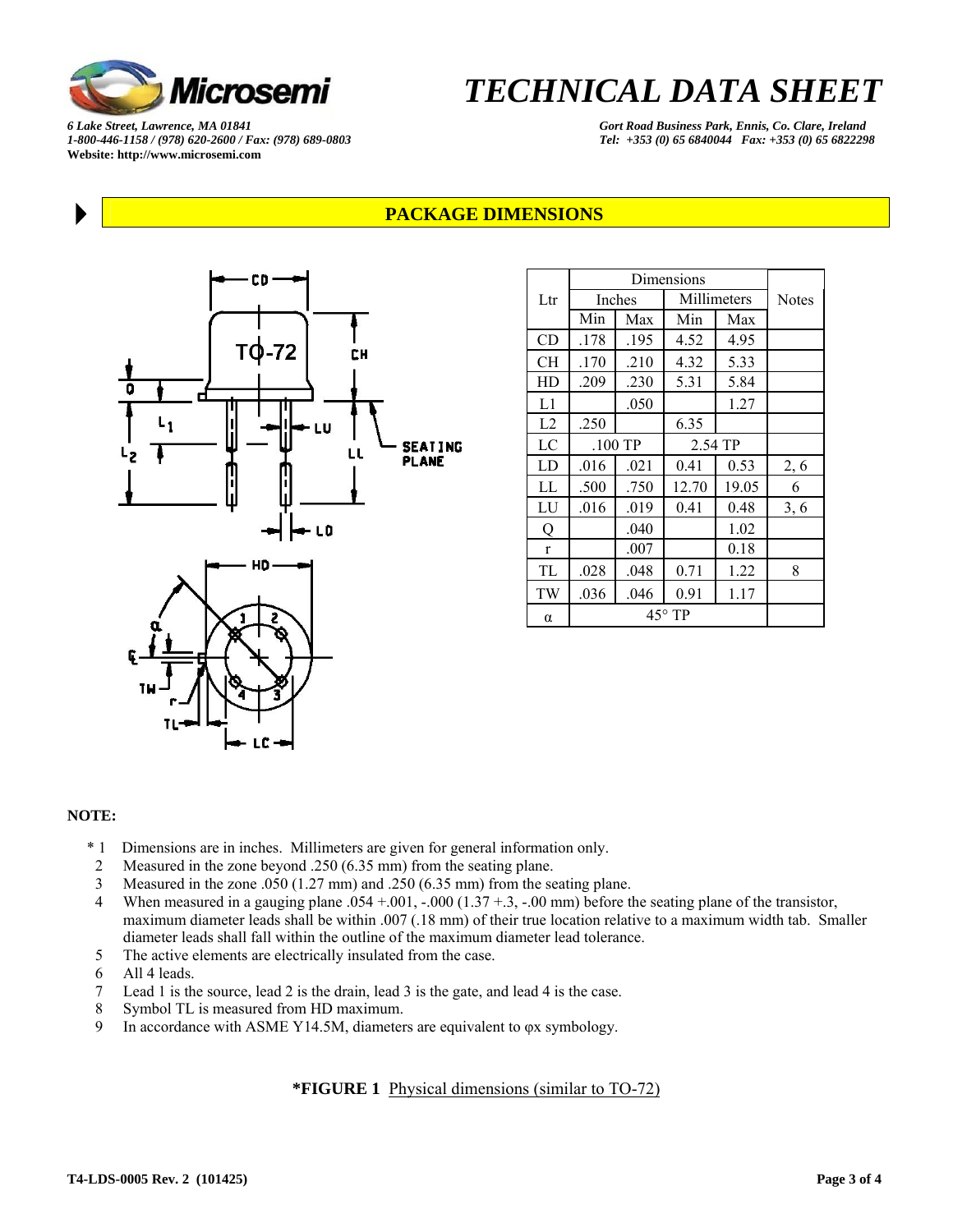## PACKAGE DIMENSIONS

| Ltr | Dimensions | | | | Notes |
|---|---|---|---|---|---|
| | Inches | | Millimeters | | |
| | Min | Max | Min | Max | |
| CD | .178 | .195 | 4.52 | 4.95 | |
| CH | .170 | .210 | 4.32 | 5.33 | |
| HD | .209 | .230 | 5.31 | 5.84 | |
| L1 | | .050 | | 1.27 | |
| L2 | .250 | | 6.35 | | |
| LC | .100 TP | | 2.54 TP | | |
| LD | .016 | .021 | 0.41 | 0.53 | 2, 6 |
| LL | .500 | .750 | 12.70 | 19.05 | 6 |
| LU | .016 | .019 | 0.41 | 0.48 | 3, 6 |
| Q | | .040 | | 1.02 | |
| r | | .007 | | 0.18 | |
| TL | .028 | .048 | 0.71 | 1.22 | 8 |
| TW | .036 | .046 | 0.91 | 1.17 | |
| α | 45° TP | | | | |

**NOTE:**

\* 1 Dimensions are in inches. Millimeters are given for general information only.
2 Measured in the zone beyond .250 (6.35 mm) from the seating plane.
3 Measured in the zone .050 (1.27 mm) and .250 (6.35 mm) from the seating plane.
4 When measured in a gauging plane .054 +.001, -.000 (1.37 +.3, -.00 mm) before the seating plane of the transistor, maximum diameter leads shall be within .007 (.18 mm) of their true location relative to a maximum width tab. Smaller diameter leads shall fall within the outline of the maximum diameter lead tolerance.
5 The active elements are electrically insulated from the case.
6 All 4 leads.
7 Lead 1 is the source, lead 2 is the drain, lead 3 is the gate, and lead 4 is the case.
8 Symbol TL is measured from HD maximum.
9 In accordance with ASME Y14.5M, diameters are equivalent to φx symbology.

**\*FIGURE 1** Physical dimensions (similar to TO-72)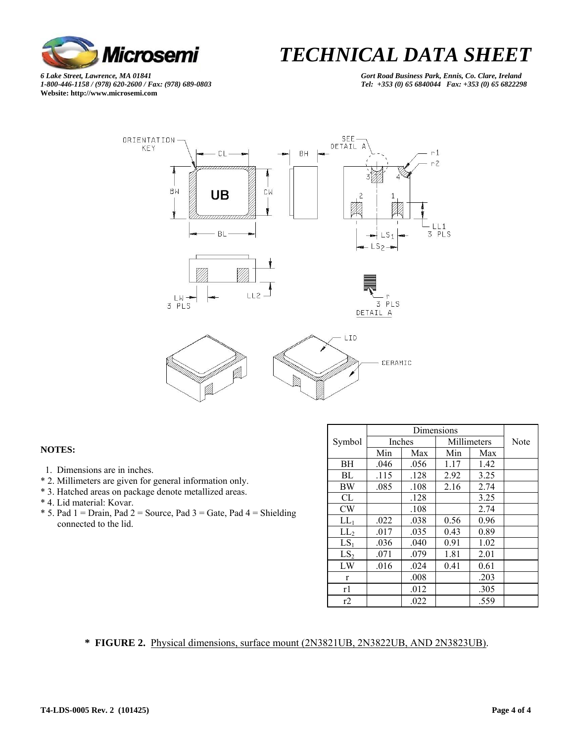# TECHNICAL DATA SHEET

*6 Lake Street, Lawrence, MA 01841*
*1-800-446-1158 / (978) 620-2600 / Fax: (978) 689-0803*
**Website: http://www.microsemi.com**

*Gort Road Business Park, Ennis, Co. Clare, Ireland*
*Tel: +353 (0) 65 6840044 Fax: +353 (0) 65 6822298*

ORIENTATION KEY
CL
BH
SEE DETAIL A
r1
r2
BW
UB
CW
3
4
2
1
LL1 3 PLS
BL
$LS_1$
$LS_2$
LW 3 PLS
LL2
r 3 PLS
DETAIL A
LID
CERAMIC

**NOTES:**

1. Dimensions are in inches.
\* 2. Millimeters are given for general information only.
\* 3. Hatched areas on package denote metallized areas.
\* 4. Lid material: Kovar.
\* 5. Pad 1 = Drain, Pad 2 = Source, Pad 3 = Gate, Pad 4 = Shielding connected to the lid.

| Symbol | Dimensions | | | | Note |
|---|---|---|---|---|---|
| | Inches | | Millimeters | | |
| | Min | Max | Min | Max | |
| BH | .046 | .056 | 1.17 | 1.42 | |
| BL | .115 | .128 | 2.92 | 3.25 | |
| BW | .085 | .108 | 2.16 | 2.74 | |
| CL | | .128 | | 3.25 | |
| CW | | .108 | | 2.74 | |
| $LL_1$ | .022 | .038 | 0.56 | 0.96 | |
| $LL_2$ | .017 | .035 | 0.43 | 0.89 | |
| $LS_1$ | .036 | .040 | 0.91 | 1.02 | |
| $LS_2$ | .071 | .079 | 1.81 | 2.01 | |
| LW | .016 | .024 | 0.41 | 0.61 | |
| r | | .008 | | .203 | |
| r1 | | .012 | | .305 | |
| r2 | | .022 | | .559 | |

\* **FIGURE 2.** Physical dimensions, surface mount (2N3821UB, 2N3822UB, AND 2N3823UB).

**T4-LDS-0005 Rev. 2 (101425)**